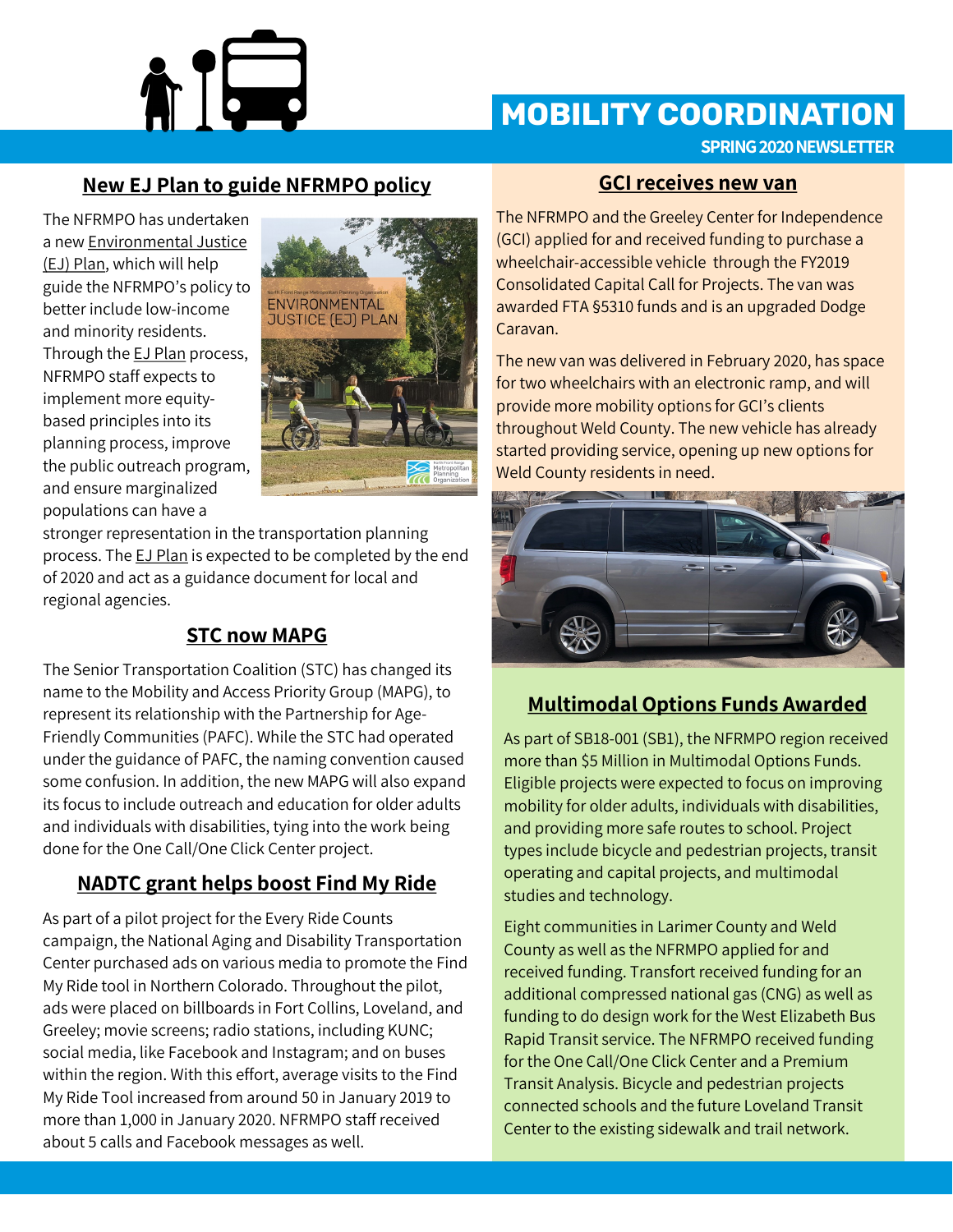# MOBILITY COORDINATION

**SPRING 2020 NEWSLETTER**

## New EJ Plan to guide NFRMPO policy

The NFRMPO has undertaken a new Environmental Justice (EJ) Plan, which will help guide the NFRMPO's policy to better include low-income and minority residents. Through the EJ Plan process, NFRMPO staff expects to implement more equity-based principles into its planning process, improve the public outreach program, and ensure marginalized populations can have a stronger representation in the transportation planning process. The EJ Plan is expected to be completed by the end of 2020 and act as a guidance document for local and regional agencies.

## STC now MAPG

The Senior Transportation Coalition (STC) has changed its name to the Mobility and Access Priority Group (MAPG), to represent its relationship with the Partnership for Age-Friendly Communities (PAFC). While the STC had operated under the guidance of PAFC, the naming convention caused some confusion. In addition, the new MAPG will also expand its focus to include outreach and education for older adults and individuals with disabilities, tying into the work being done for the One Call/One Click Center project.

## NADTC grant helps boost Find My Ride

As part of a pilot project for the Every Ride Counts campaign, the National Aging and Disability Transportation Center purchased ads on various media to promote the Find My Ride tool in Northern Colorado. Throughout the pilot, ads were placed on billboards in Fort Collins, Loveland, and Greeley; movie screens; radio stations, including KUNC; social media, like Facebook and Instagram; and on buses within the region. With this effort, average visits to the Find My Ride Tool increased from around 50 in January 2019 to more than 1,000 in January 2020. NFRMPO staff received about 5 calls and Facebook messages as well.

## GCI receives new van

The NFRMPO and the Greeley Center for Independence (GCI) applied for and received funding to purchase a wheelchair-accessible vehicle through the FY2019 Consolidated Capital Call for Projects. The van was awarded FTA §5310 funds and is an upgraded Dodge Caravan.

The new van was delivered in February 2020, has space for two wheelchairs with an electronic ramp, and will provide more mobility options for GCI's clients throughout Weld County. The new vehicle has already started providing service, opening up new options for Weld County residents in need.

## Multimodal Options Funds Awarded

As part of SB18-001 (SB1), the NFRMPO region received more than $5 Million in Multimodal Options Funds. Eligible projects were expected to focus on improving mobility for older adults, individuals with disabilities, and providing more safe routes to school. Project types include bicycle and pedestrian projects, transit operating and capital projects, and multimodal studies and technology.

Eight communities in Larimer County and Weld County as well as the NFRMPO applied for and received funding. Transfort received funding for an additional compressed national gas (CNG) as well as funding to do design work for the West Elizabeth Bus Rapid Transit service. The NFRMPO received funding for the One Call/One Click Center and a Premium Transit Analysis. Bicycle and pedestrian projects connected schools and the future Loveland Transit Center to the existing sidewalk and trail network.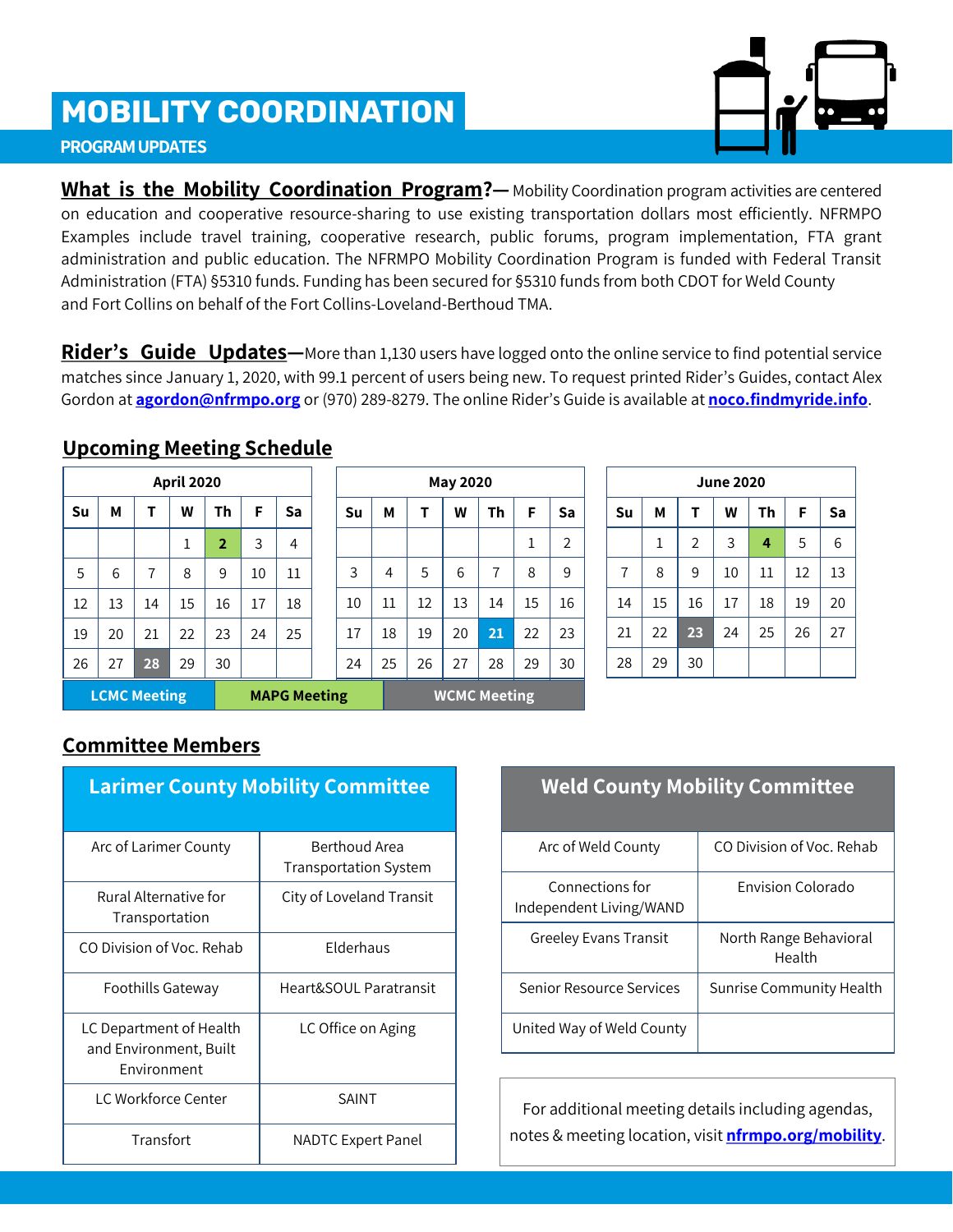# MOBILITY COORDINATION

**PROGRAM UPDATES**

**What is the Mobility Coordination Program?—** Mobility Coordination program activities are centered on education and cooperative resource-sharing to use existing transportation dollars most efficiently. NFRMPO Examples include travel training, cooperative research, public forums, program implementation, FTA grant administration and public education. The NFRMPO Mobility Coordination Program is funded with Federal Transit Administration (FTA) §5310 funds. Funding has been secured for §5310 funds from both CDOT for Weld County and Fort Collins on behalf of the Fort Collins-Loveland-Berthoud TMA.

**Rider's Guide Updates—** More than 1,130 users have logged onto the online service to find potential service matches since January 1, 2020, with 99.1 percent of users being new. To request printed Rider's Guides, contact Alex Gordon at **agordon@nfrmpo.org** or (970) 289-8279. The online Rider's Guide is available at **noco.findmyride.info**.

## Upcoming Meeting Schedule

**April 2020**

| Su | M | T | W | Th | F | Sa |
|---|---|---|---|---|---|---|
| | | | 1 | **2** | 3 | 4 |
| 5 | 6 | 7 | 8 | 9 | 10 | 11 |
| 12 | 13 | 14 | 15 | 16 | 17 | 18 |
| 19 | 20 | 21 | 22 | 23 | 24 | 25 |
| 26 | 27 | **28** | 29 | 30 | | |

**May 2020**

| Su | M | T | W | Th | F | Sa |
|---|---|---|---|---|---|---|
| | | | | | 1 | 2 |
| 3 | 4 | 5 | 6 | 7 | 8 | 9 |
| 10 | 11 | 12 | 13 | 14 | 15 | 16 |
| 17 | 18 | 19 | 20 | **21** | 22 | 23 |
| 24 | 25 | 26 | 27 | 28 | 29 | 30 |

**June 2020**

| Su | M | T | W | Th | F | Sa |
|---|---|---|---|---|---|---|
| | 1 | 2 | 3 | **4** | 5 | 6 |
| 7 | 8 | 9 | 10 | 11 | 12 | 13 |
| 14 | 15 | 16 | 17 | 18 | 19 | 20 |
| 21 | 22 | **23** | 24 | 25 | 26 | 27 |
| 28 | 29 | 30 | | | | |

LCMC Meeting | MAPG Meeting | WCMC Meeting

## Committee Members

| Larimer County Mobility Committee | |
|---|---|
| Arc of Larimer County | Berthoud Area Transportation System |
| Rural Alternative for Transportation | City of Loveland Transit |
| CO Division of Voc. Rehab | Elderhaus |
| Foothills Gateway | Heart&SOUL Paratransit |
| LC Department of Health and Environment, Built Environment | LC Office on Aging |
| LC Workforce Center | SAINT |
| Transfort | NADTC Expert Panel |

| Weld County Mobility Committee | |
|---|---|
| Arc of Weld County | CO Division of Voc. Rehab |
| Connections for Independent Living/WAND | Envision Colorado |
| Greeley Evans Transit | North Range Behavioral Health |
| Senior Resource Services | Sunrise Community Health |
| United Way of Weld County | |

For additional meeting details including agendas, notes & meeting location, visit **nfrmpo.org/mobility**.